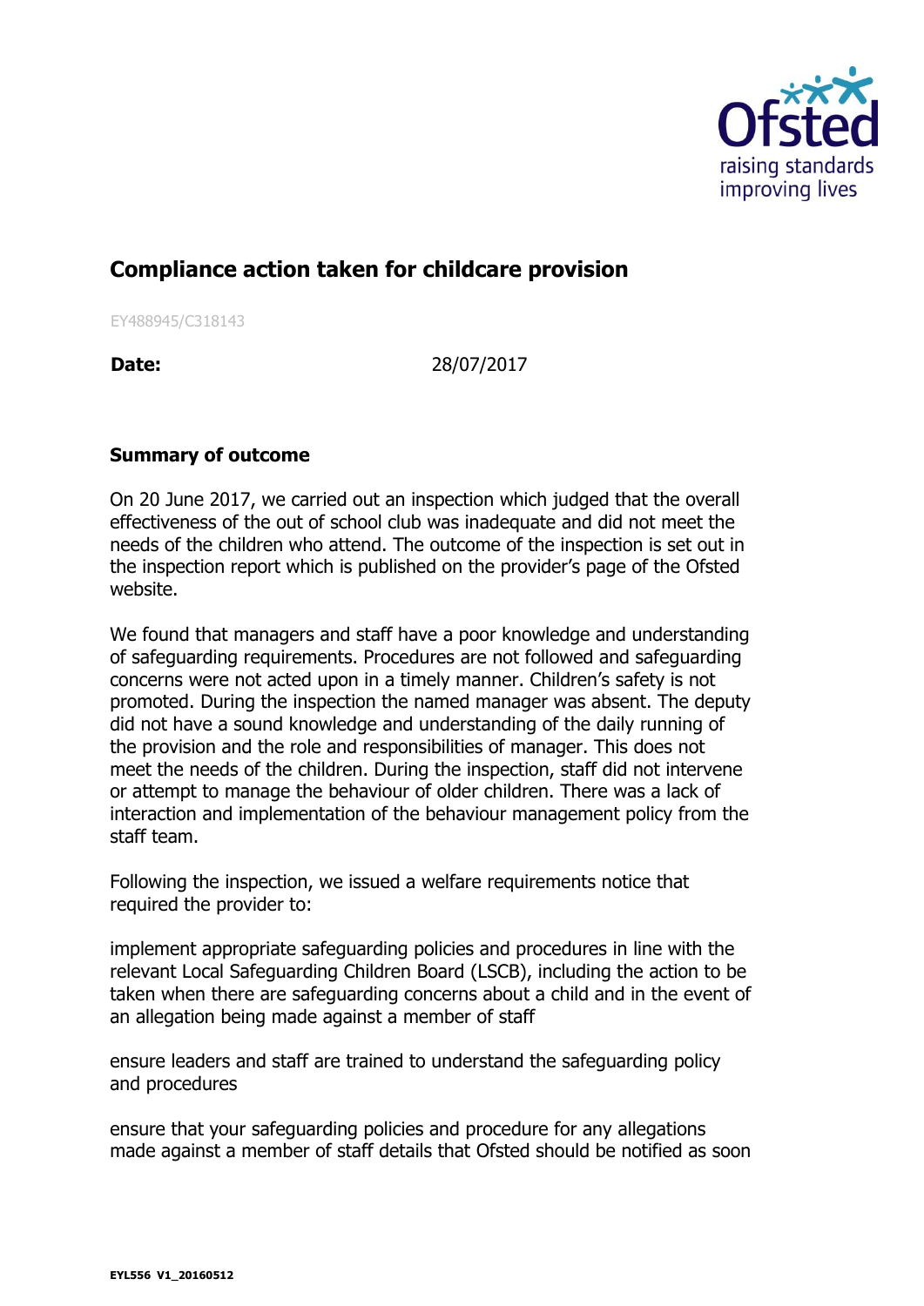# Compliance action taken for childcare provision

EY488945/C318143

**Date:** 28/07/2017

**Summary of outcome**

On 20 June 2017, we carried out an inspection which judged that the overall effectiveness of the out of school club was inadequate and did not meet the needs of the children who attend. The outcome of the inspection is set out in the inspection report which is published on the provider's page of the Ofsted website.

We found that managers and staff have a poor knowledge and understanding of safeguarding requirements. Procedures are not followed and safeguarding concerns were not acted upon in a timely manner. Children's safety is not promoted. During the inspection the named manager was absent. The deputy did not have a sound knowledge and understanding of the daily running of the provision and the role and responsibilities of manager. This does not meet the needs of the children. During the inspection, staff did not intervene or attempt to manage the behaviour of older children. There was a lack of interaction and implementation of the behaviour management policy from the staff team.

Following the inspection, we issued a welfare requirements notice that required the provider to:

implement appropriate safeguarding policies and procedures in line with the relevant Local Safeguarding Children Board (LSCB), including the action to be taken when there are safeguarding concerns about a child and in the event of an allegation being made against a member of staff

ensure leaders and staff are trained to understand the safeguarding policy and procedures

ensure that your safeguarding policies and procedure for any allegations made against a member of staff details that Ofsted should be notified as soon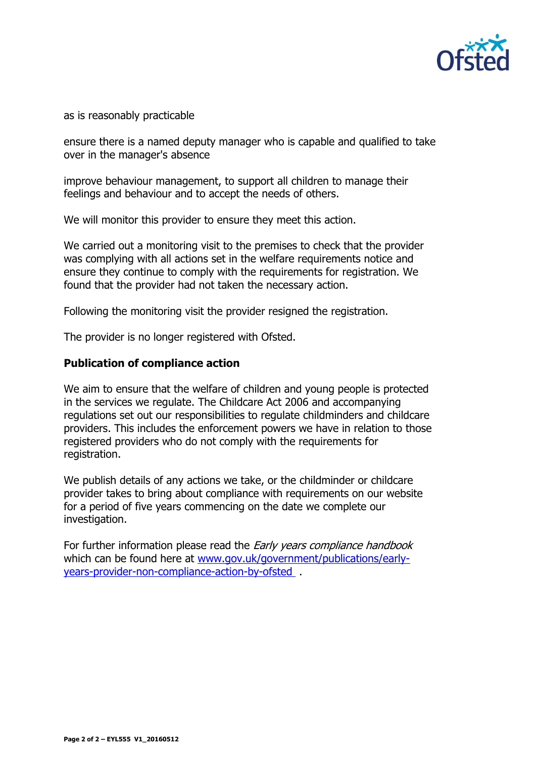as is reasonably practicable

ensure there is a named deputy manager who is capable and qualified to take over in the manager's absence

improve behaviour management, to support all children to manage their feelings and behaviour and to accept the needs of others.

We will monitor this provider to ensure they meet this action.

We carried out a monitoring visit to the premises to check that the provider was complying with all actions set in the welfare requirements notice and ensure they continue to comply with the requirements for registration. We found that the provider had not taken the necessary action.

Following the monitoring visit the provider resigned the registration.

The provider is no longer registered with Ofsted.

### Publication of compliance action

We aim to ensure that the welfare of children and young people is protected in the services we regulate. The Childcare Act 2006 and accompanying regulations set out our responsibilities to regulate childminders and childcare providers. This includes the enforcement powers we have in relation to those registered providers who do not comply with the requirements for registration.

We publish details of any actions we take, or the childminder or childcare provider takes to bring about compliance with requirements on our website for a period of five years commencing on the date we complete our investigation.

For further information please read the *Early years compliance handbook* which can be found here at [www.gov.uk/government/publications/early-years-provider-non-compliance-action-by-ofsted](www.gov.uk/government/publications/early-years-provider-non-compliance-action-by-ofsted) .